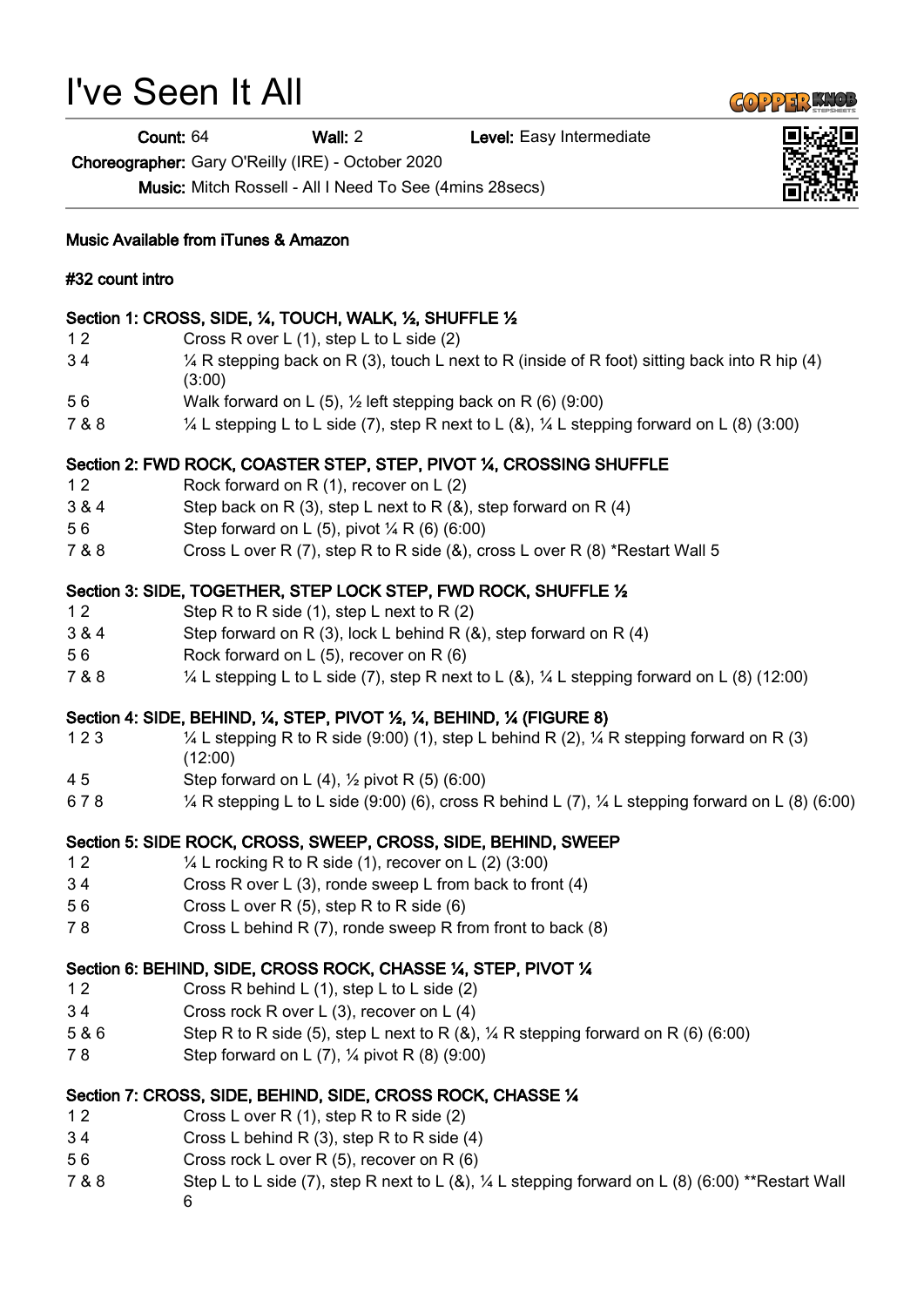# I've Seen It All

**Count:** 64 **Wall:** 2 **Level:** Easy Intermediate

**Choreographer:** Gary O'Reilly (IRE) - October 2020

**Music:** Mitch Rossell - All I Need To See (4mins 28secs)

**Music Available from iTunes & Amazon**

**#32 count intro**

**Section 1: CROSS, SIDE, ¼, TOUCH, WALK, ½, SHUFFLE ½**

| | |
|---|---|
| 1 2 | Cross R over L (1), step L to L side (2) |
| 3 4 | ¼ R stepping back on R (3), touch L next to R (inside of R foot) sitting back into R hip (4) (3:00) |
| 5 6 | Walk forward on L (5), ½ left stepping back on R (6) (9:00) |
| 7 & 8 | ¼ L stepping L to L side (7), step R next to L (&), ¼ L stepping forward on L (8) (3:00) |

**Section 2: FWD ROCK, COASTER STEP, STEP, PIVOT ¼, CROSSING SHUFFLE**

| | |
|---|---|
| 1 2 | Rock forward on R (1), recover on L (2) |
| 3 & 4 | Step back on R (3), step L next to R (&), step forward on R (4) |
| 5 6 | Step forward on L (5), pivot ¼ R (6) (6:00) |
| 7 & 8 | Cross L over R (7), step R to R side (&), cross L over R (8) *Restart Wall 5 |

**Section 3: SIDE, TOGETHER, STEP LOCK STEP, FWD ROCK, SHUFFLE ½**

| | |
|---|---|
| 1 2 | Step R to R side (1), step L next to R (2) |
| 3 & 4 | Step forward on R (3), lock L behind R (&), step forward on R (4) |
| 5 6 | Rock forward on L (5), recover on R (6) |
| 7 & 8 | ¼ L stepping L to L side (7), step R next to L (&), ¼ L stepping forward on L (8) (12:00) |

**Section 4: SIDE, BEHIND, ¼, STEP, PIVOT ½, ¼, BEHIND, ¼ (FIGURE 8)**

| | |
|---|---|
| 1 2 3 | ¼ L stepping R to R side (9:00) (1), step L behind R (2), ¼ R stepping forward on R (3) (12:00) |
| 4 5 | Step forward on L (4), ½ pivot R (5) (6:00) |
| 6 7 8 | ¼ R stepping L to L side (9:00) (6), cross R behind L (7), ¼ L stepping forward on L (8) (6:00) |

**Section 5: SIDE ROCK, CROSS, SWEEP, CROSS, SIDE, BEHIND, SWEEP**

| | |
|---|---|
| 1 2 | ¼ L rocking R to R side (1), recover on L (2) (3:00) |
| 3 4 | Cross R over L (3), ronde sweep L from back to front (4) |
| 5 6 | Cross L over R (5), step R to R side (6) |
| 7 8 | Cross L behind R (7), ronde sweep R from front to back (8) |

**Section 6: BEHIND, SIDE, CROSS ROCK, CHASSE ¼, STEP, PIVOT ¼**

| | |
|---|---|
| 1 2 | Cross R behind L (1), step L to L side (2) |
| 3 4 | Cross rock R over L (3), recover on L (4) |
| 5 & 6 | Step R to R side (5), step L next to R (&), ¼ R stepping forward on R (6) (6:00) |
| 7 8 | Step forward on L (7), ¼ pivot R (8) (9:00) |

**Section 7: CROSS, SIDE, BEHIND, SIDE, CROSS ROCK, CHASSE ¼**

| | |
|---|---|
| 1 2 | Cross L over R (1), step R to R side (2) |
| 3 4 | Cross L behind R (3), step R to R side (4) |
| 5 6 | Cross rock L over R (5), recover on R (6) |
| 7 & 8 | Step L to L side (7), step R next to L (&), ¼ L stepping forward on L (8) (6:00) **Restart Wall 6 |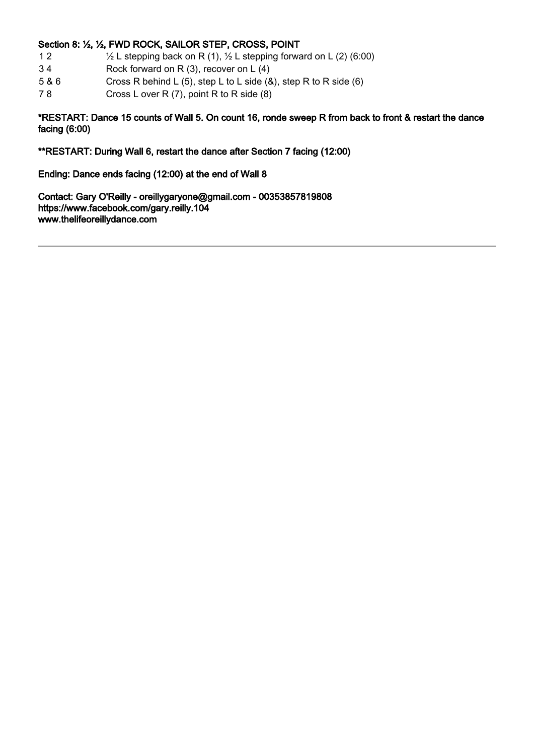**Section 8: ½, ½, FWD ROCK, SAILOR STEP, CROSS, POINT**

| | |
|---|---|
| 1 2 | ½ L stepping back on R (1), ½ L stepping forward on L (2) (6:00) |
| 3 4 | Rock forward on R (3), recover on L (4) |
| 5 & 6 | Cross R behind L (5), step L to L side (&), step R to R side (6) |
| 7 8 | Cross L over R (7), point R to R side (8) |

**\*RESTART: Dance 15 counts of Wall 5. On count 16, ronde sweep R from back to front & restart the dance facing (6:00)**

**\*\*RESTART: During Wall 6, restart the dance after Section 7 facing (12:00)**

**Ending: Dance ends facing (12:00) at the end of Wall 8**

**Contact: Gary O'Reilly - oreillygaryone@gmail.com - 00353857819808**
**https://www.facebook.com/gary.reilly.104**
**www.thelifeoreillydance.com**

---